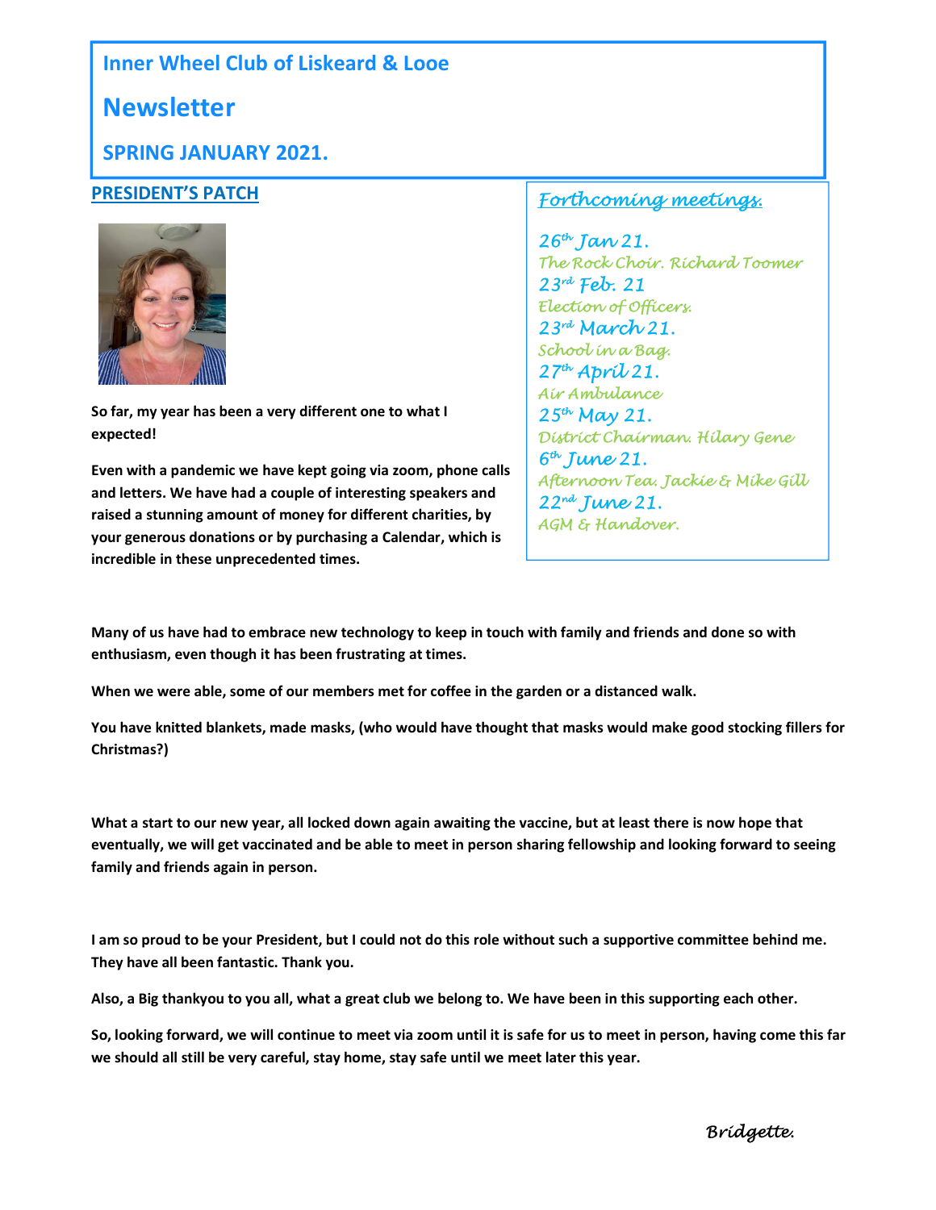# Inner Wheel Club of Liskeard & Looe

# Newsletter

## SPRING JANUARY 2021.

## PRESIDENT'S PATCH

**So far, my year has been a very different one to what I expected!**

**Even with a pandemic we have kept going via zoom, phone calls and letters. We have had a couple of interesting speakers and raised a stunning amount of money for different charities, by your generous donations or by purchasing a Calendar, which is incredible in these unprecedented times.**

### *Forthcoming meetings.*

*26th Jan 21.*
*The Rock Choir. Richard Toomer*
*23rd Feb. 21*
*Election of Officers.*
*23rd March 21.*
*School in a Bag.*
*27th April 21.*
*Air Ambulance*
*25th May 21.*
*District Chairman. Hilary Gene*
*6th June 21.*
*Afternoon Tea. Jackie & Mike Gill*
*22nd June 21.*
*AGM & Handover.*

**Many of us have had to embrace new technology to keep in touch with family and friends and done so with enthusiasm, even though it has been frustrating at times.**

**When we were able, some of our members met for coffee in the garden or a distanced walk.**

**You have knitted blankets, made masks, (who would have thought that masks would make good stocking fillers for Christmas?)**

**What a start to our new year, all locked down again awaiting the vaccine, but at least there is now hope that eventually, we will get vaccinated and be able to meet in person sharing fellowship and looking forward to seeing family and friends again in person.**

**I am so proud to be your President, but I could not do this role without such a supportive committee behind me. They have all been fantastic. Thank you.**

**Also, a Big thankyou to you all, what a great club we belong to. We have been in this supporting each other.**

**So, looking forward, we will continue to meet via zoom until it is safe for us to meet in person, having come this far we should all still be very careful, stay home, stay safe until we meet later this year.**

*Bridgette.*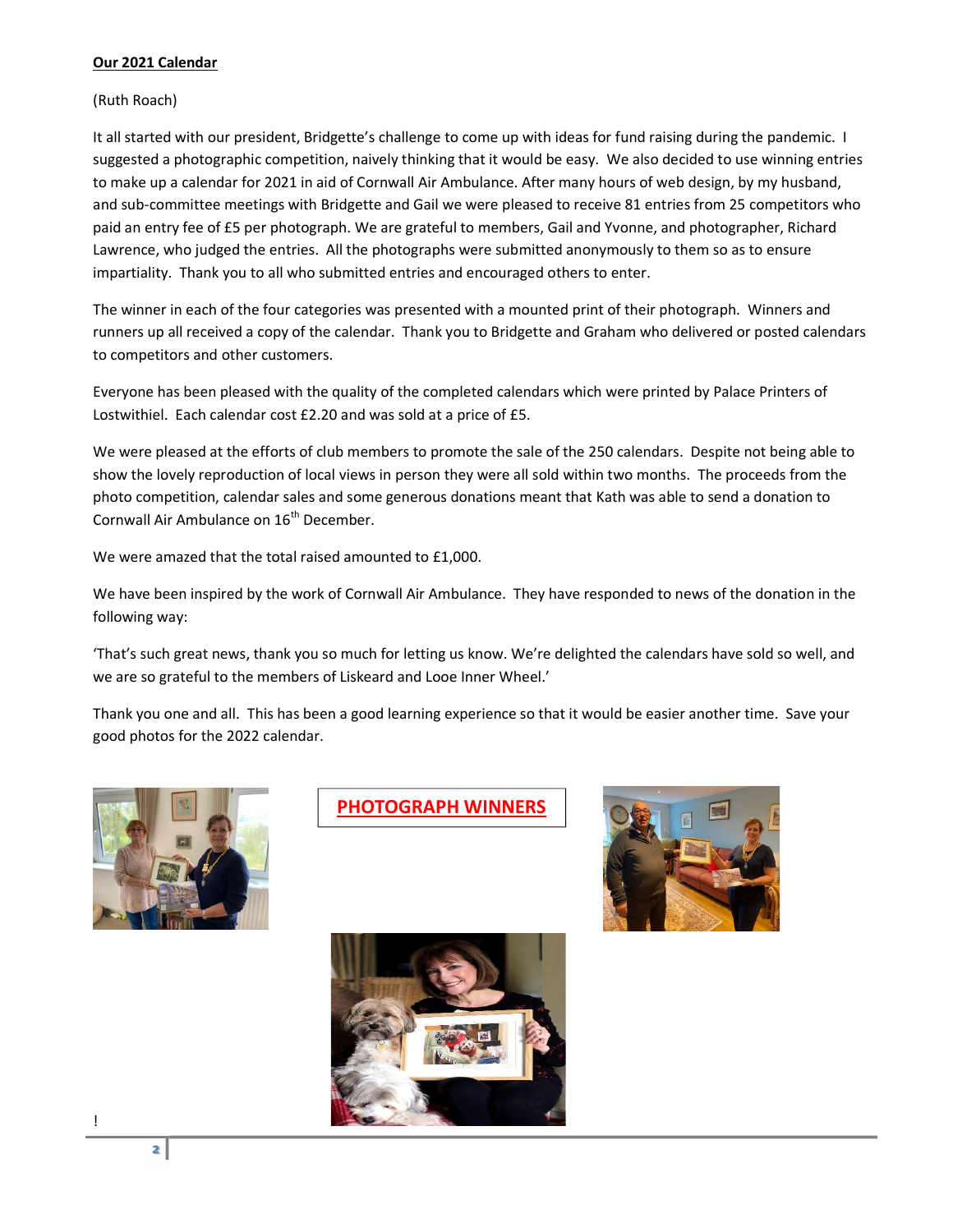**Our 2021 Calendar**

(Ruth Roach)

It all started with our president, Bridgette's challenge to come up with ideas for fund raising during the pandemic. I suggested a photographic competition, naively thinking that it would be easy. We also decided to use winning entries to make up a calendar for 2021 in aid of Cornwall Air Ambulance. After many hours of web design, by my husband, and sub-committee meetings with Bridgette and Gail we were pleased to receive 81 entries from 25 competitors who paid an entry fee of £5 per photograph. We are grateful to members, Gail and Yvonne, and photographer, Richard Lawrence, who judged the entries. All the photographs were submitted anonymously to them so as to ensure impartiality. Thank you to all who submitted entries and encouraged others to enter.

The winner in each of the four categories was presented with a mounted print of their photograph. Winners and runners up all received a copy of the calendar. Thank you to Bridgette and Graham who delivered or posted calendars to competitors and other customers.

Everyone has been pleased with the quality of the completed calendars which were printed by Palace Printers of Lostwithiel. Each calendar cost £2.20 and was sold at a price of £5.

We were pleased at the efforts of club members to promote the sale of the 250 calendars. Despite not being able to show the lovely reproduction of local views in person they were all sold within two months. The proceeds from the photo competition, calendar sales and some generous donations meant that Kath was able to send a donation to Cornwall Air Ambulance on 16th December.

We were amazed that the total raised amounted to £1,000.

We have been inspired by the work of Cornwall Air Ambulance. They have responded to news of the donation in the following way:

'That's such great news, thank you so much for letting us know. We're delighted the calendars have sold so well, and we are so grateful to the members of Liskeard and Looe Inner Wheel.'

Thank you one and all. This has been a good learning experience so that it would be easier another time. Save your good photos for the 2022 calendar.

**PHOTOGRAPH WINNERS**

!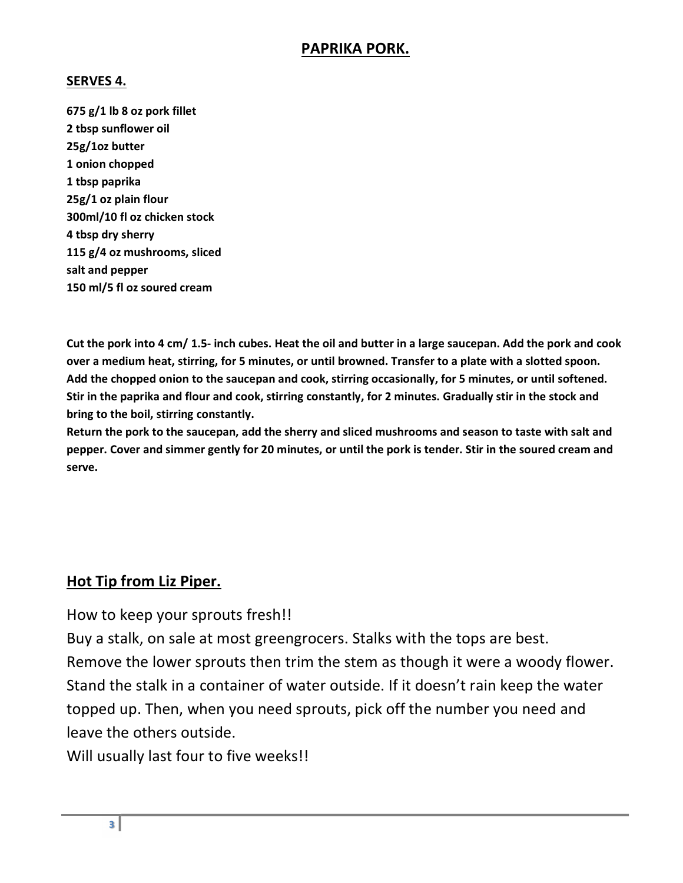# PAPRIKA PORK.

## SERVES 4.

**675 g/1 lb 8 oz pork fillet**
**2 tbsp sunflower oil**
**25g/1oz butter**
**1 onion chopped**
**1 tbsp paprika**
**25g/1 oz plain flour**
**300ml/10 fl oz chicken stock**
**4 tbsp dry sherry**
**115 g/4 oz mushrooms, sliced**
**salt and pepper**
**150 ml/5 fl oz soured cream**

**Cut the pork into 4 cm/ 1.5- inch cubes. Heat the oil and butter in a large saucepan. Add the pork and cook over a medium heat, stirring, for 5 minutes, or until browned. Transfer to a plate with a slotted spoon. Add the chopped onion to the saucepan and cook, stirring occasionally, for 5 minutes, or until softened. Stir in the paprika and flour and cook, stirring constantly, for 2 minutes. Gradually stir in the stock and bring to the boil, stirring constantly.**
**Return the pork to the saucepan, add the sherry and sliced mushrooms and season to taste with salt and pepper. Cover and simmer gently for 20 minutes, or until the pork is tender. Stir in the soured cream and serve.**

## Hot Tip from Liz Piper.

How to keep your sprouts fresh!!
Buy a stalk, on sale at most greengrocers. Stalks with the tops are best.
Remove the lower sprouts then trim the stem as though it were a woody flower.
Stand the stalk in a container of water outside. If it doesn't rain keep the water topped up. Then, when you need sprouts, pick off the number you need and leave the others outside.
Will usually last four to five weeks!!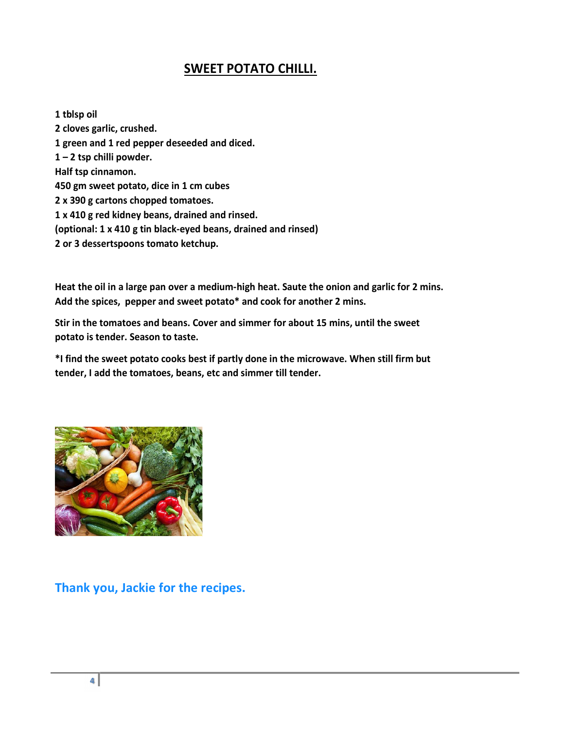## SWEET POTATO CHILLI.

**1 tblsp oil**
**2 cloves garlic, crushed.**
**1 green and 1 red pepper deseeded and diced.**
**1 – 2 tsp chilli powder.**
**Half tsp cinnamon.**
**450 gm sweet potato, dice in 1 cm cubes**
**2 x 390 g cartons chopped tomatoes.**
**1 x 410 g red kidney beans, drained and rinsed.**
**(optional: 1 x 410 g tin black-eyed beans, drained and rinsed)**
**2 or 3 dessertspoons tomato ketchup.**

**Heat the oil in a large pan over a medium-high heat. Saute the onion and garlic for 2 mins. Add the spices, pepper and sweet potato* and cook for another 2 mins.**

**Stir in the tomatoes and beans. Cover and simmer for about 15 mins, until the sweet potato is tender. Season to taste.**

***I find the sweet potato cooks best if partly done in the microwave. When still firm but tender, I add the tomatoes, beans, etc and simmer till tender.**

### Thank you, Jackie for the recipes.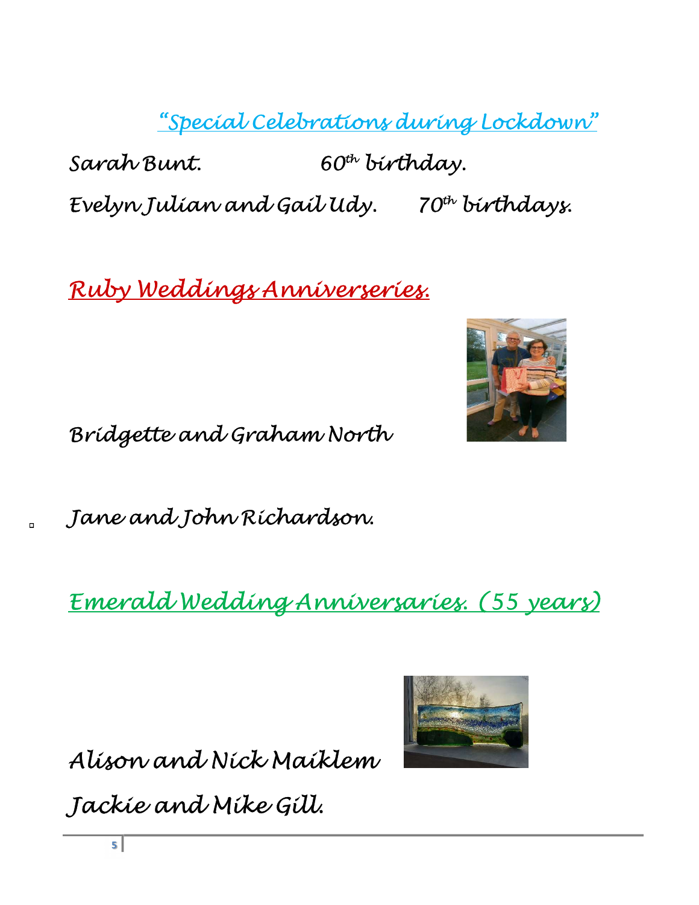## "Special Celebrations during Lockdown"

Sarah Bunt. 60th birthday.

Evelyn Julian and Gail Udy. 70th birthdays.

## Ruby Weddings Anniverseries.

Bridgette and Graham North

Jane and John Richardson.

## Emerald Wedding Anniversaries. (55 years)

Alison and Nick Maiklem

Jackie and Mike Gill.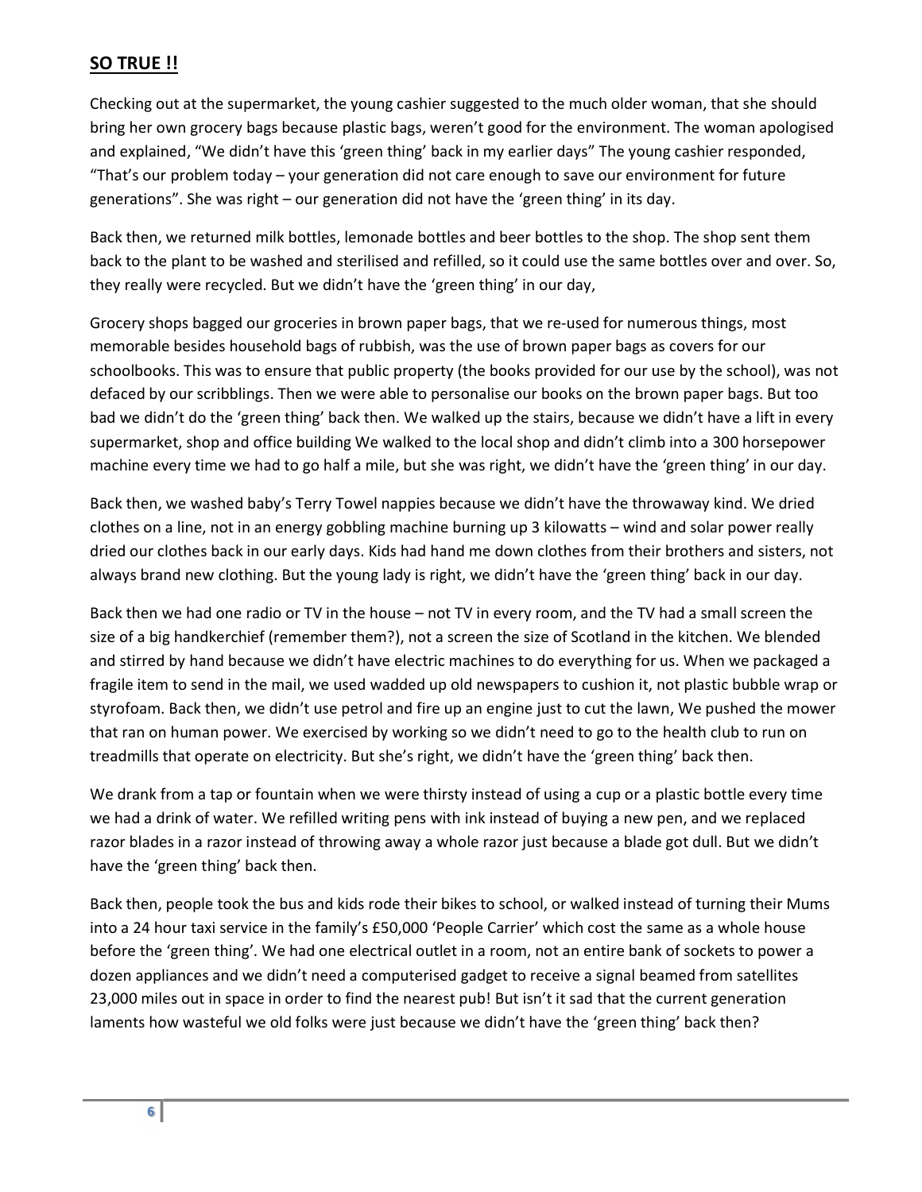## **SO TRUE !!**

Checking out at the supermarket, the young cashier suggested to the much older woman, that she should bring her own grocery bags because plastic bags, weren't good for the environment. The woman apologised and explained, "We didn't have this 'green thing' back in my earlier days" The young cashier responded, "That's our problem today – your generation did not care enough to save our environment for future generations". She was right – our generation did not have the 'green thing' in its day.

Back then, we returned milk bottles, lemonade bottles and beer bottles to the shop. The shop sent them back to the plant to be washed and sterilised and refilled, so it could use the same bottles over and over. So, they really were recycled. But we didn't have the 'green thing' in our day,

Grocery shops bagged our groceries in brown paper bags, that we re-used for numerous things, most memorable besides household bags of rubbish, was the use of brown paper bags as covers for our schoolbooks. This was to ensure that public property (the books provided for our use by the school), was not defaced by our scribblings. Then we were able to personalise our books on the brown paper bags. But too bad we didn't do the 'green thing' back then. We walked up the stairs, because we didn't have a lift in every supermarket, shop and office building We walked to the local shop and didn't climb into a 300 horsepower machine every time we had to go half a mile, but she was right, we didn't have the 'green thing' in our day.

Back then, we washed baby's Terry Towel nappies because we didn't have the throwaway kind. We dried clothes on a line, not in an energy gobbling machine burning up 3 kilowatts – wind and solar power really dried our clothes back in our early days. Kids had hand me down clothes from their brothers and sisters, not always brand new clothing. But the young lady is right, we didn't have the 'green thing' back in our day.

Back then we had one radio or TV in the house – not TV in every room, and the TV had a small screen the size of a big handkerchief (remember them?), not a screen the size of Scotland in the kitchen. We blended and stirred by hand because we didn't have electric machines to do everything for us. When we packaged a fragile item to send in the mail, we used wadded up old newspapers to cushion it, not plastic bubble wrap or styrofoam. Back then, we didn't use petrol and fire up an engine just to cut the lawn, We pushed the mower that ran on human power. We exercised by working so we didn't need to go to the health club to run on treadmills that operate on electricity. But she's right, we didn't have the 'green thing' back then.

We drank from a tap or fountain when we were thirsty instead of using a cup or a plastic bottle every time we had a drink of water. We refilled writing pens with ink instead of buying a new pen, and we replaced razor blades in a razor instead of throwing away a whole razor just because a blade got dull. But we didn't have the 'green thing' back then.

Back then, people took the bus and kids rode their bikes to school, or walked instead of turning their Mums into a 24 hour taxi service in the family's £50,000 'People Carrier' which cost the same as a whole house before the 'green thing'. We had one electrical outlet in a room, not an entire bank of sockets to power a dozen appliances and we didn't need a computerised gadget to receive a signal beamed from satellites 23,000 miles out in space in order to find the nearest pub! But isn't it sad that the current generation laments how wasteful we old folks were just because we didn't have the 'green thing' back then?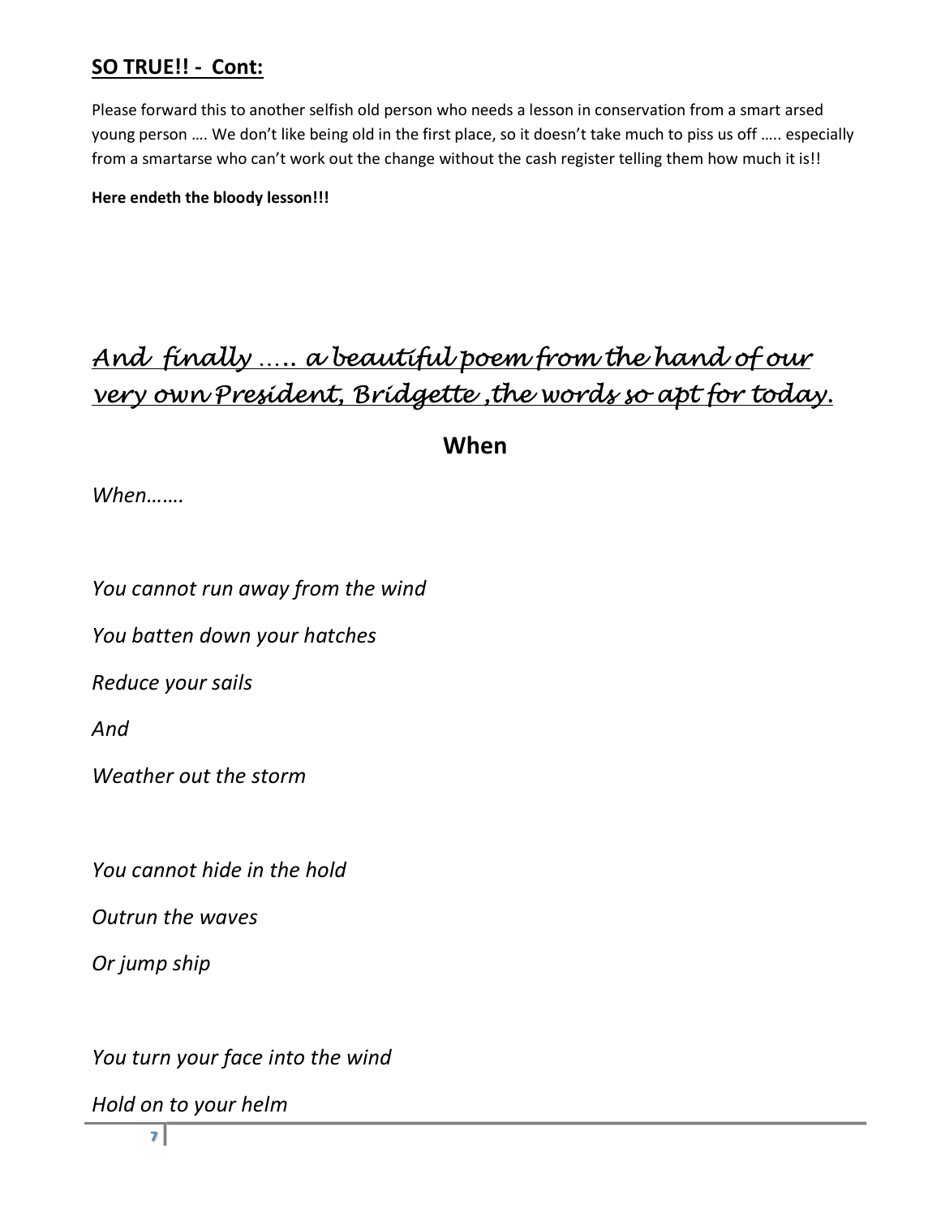## SO TRUE!! - Cont:

Please forward this to another selfish old person who needs a lesson in conservation from a smart arsed young person …. We don't like being old in the first place, so it doesn't take much to piss us off ….. especially from a smartarse who can't work out the change without the cash register telling them how much it is!!

**Here endeth the bloody lesson!!!**

## *And finally ….. a beautiful poem from the hand of our very own President, Bridgette ,the words so apt for today.*

### When

*When…….*

*You cannot run away from the wind*

*You batten down your hatches*

*Reduce your sails*

*And*

*Weather out the storm*

*You cannot hide in the hold*

*Outrun the waves*

*Or jump ship*

*You turn your face into the wind*

*Hold on to your helm*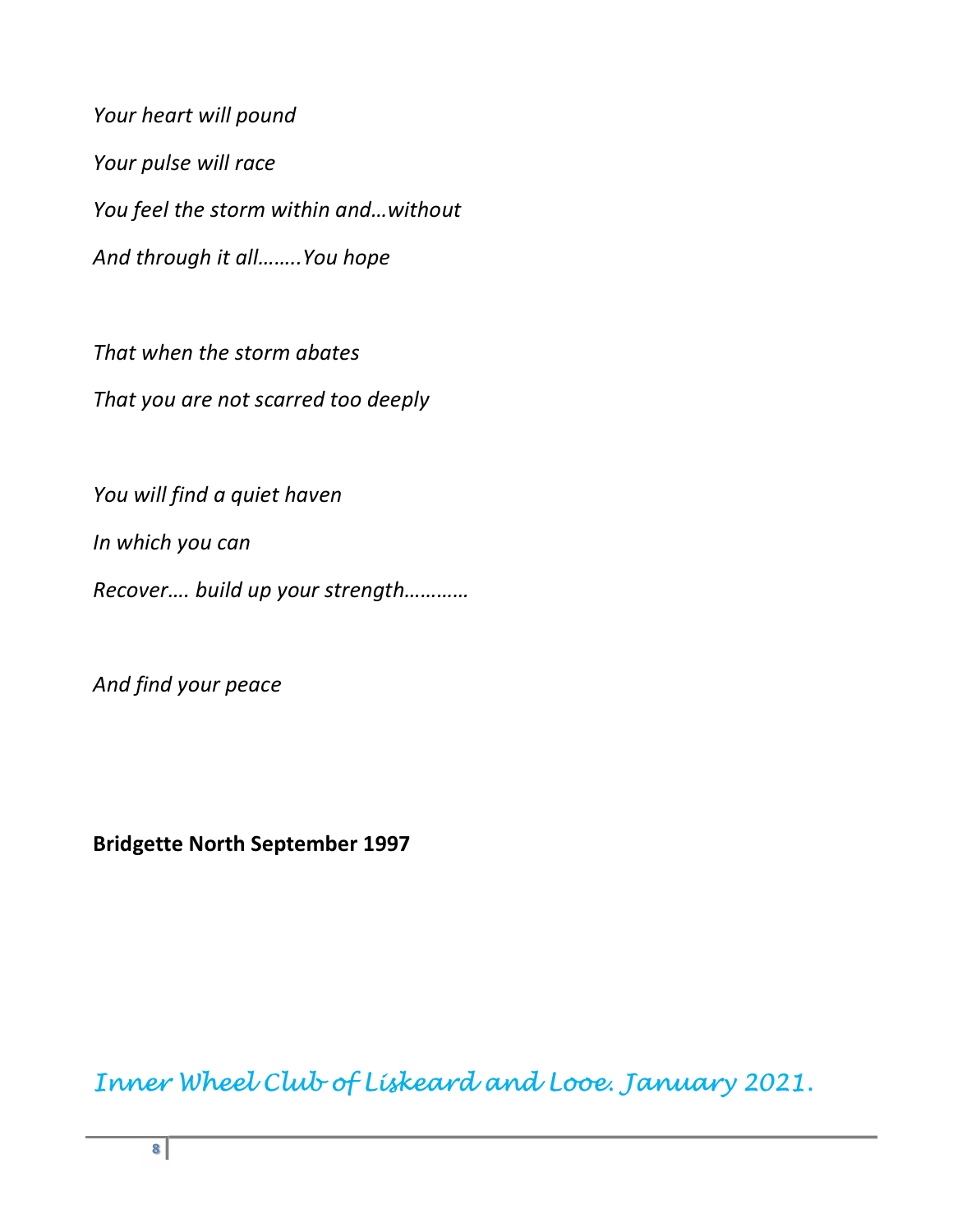*Your heart will pound*

*Your pulse will race*

*You feel the storm within and…without*

*And through it all……..You hope*

*That when the storm abates*

*That you are not scarred too deeply*

*You will find a quiet haven*

*In which you can*

*Recover…. build up your strength…………*

*And find your peace*

**Bridgette North September 1997**

*Inner Wheel Club of Liskeard and Looe. January 2021.*